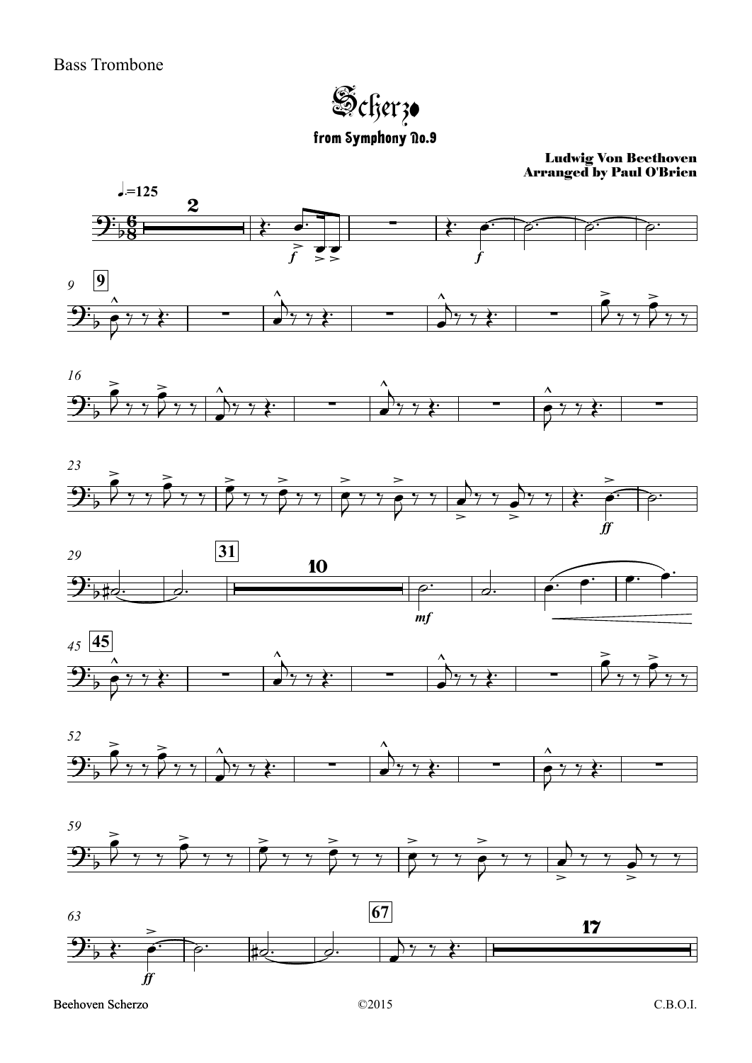Bass Trombone

# Scherzo

## from Symphony No.9

**Ludwig Von Beethoven**
**Arranged by Paul O'Brien**